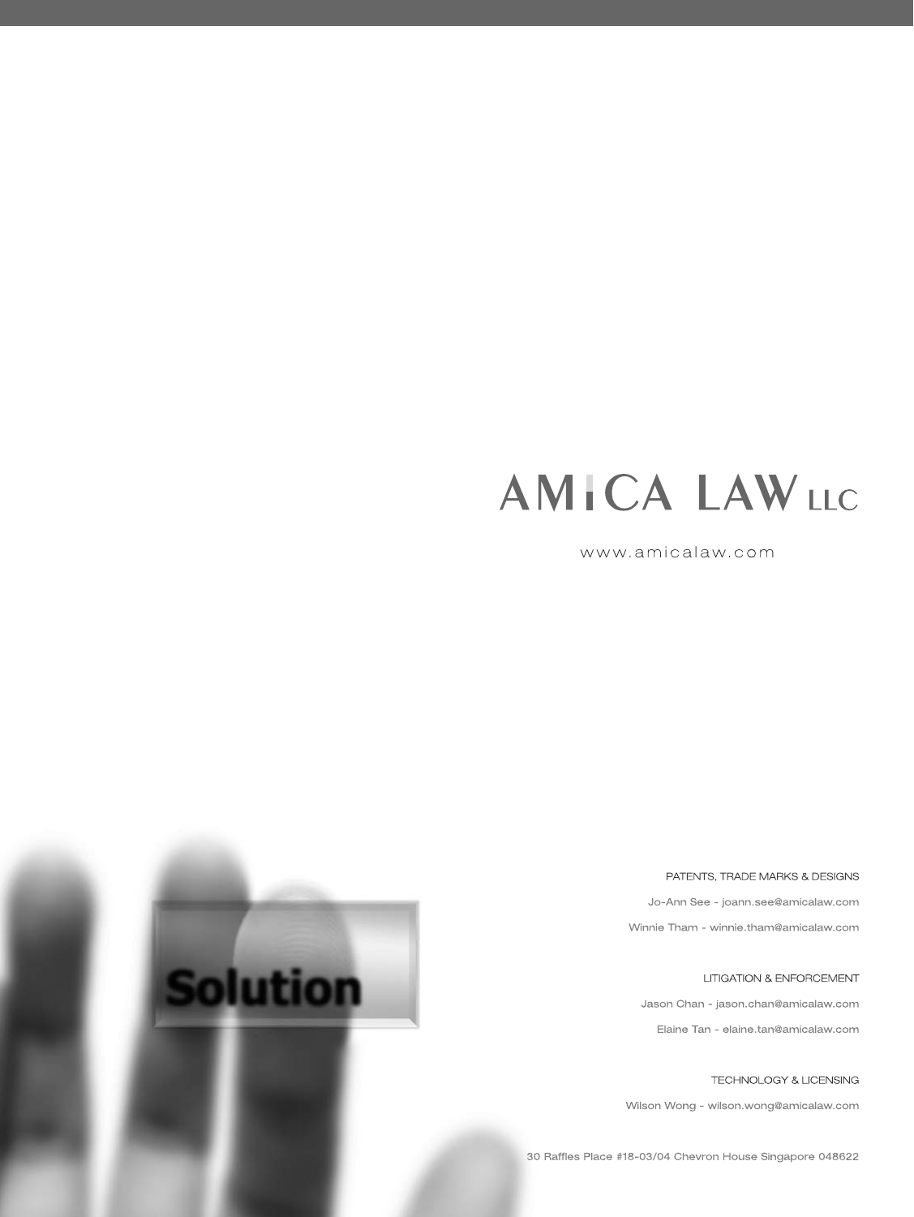# AMICA LAW LLC

www.amicalaw.com

Solution

PATENTS, TRADE MARKS & DESIGNS

Jo-Ann See - joann.see@amicalaw.com

Winnie Tham - winnie.tham@amicalaw.com

LITIGATION & ENFORCEMENT

Jason Chan - jason.chan@amicalaw.com

Elaine Tan - elaine.tan@amicalaw.com

TECHNOLOGY & LICENSING

Wilson Wong - wilson.wong@amicalaw.com

30 Raffles Place #18-03/04 Chevron House Singapore 048622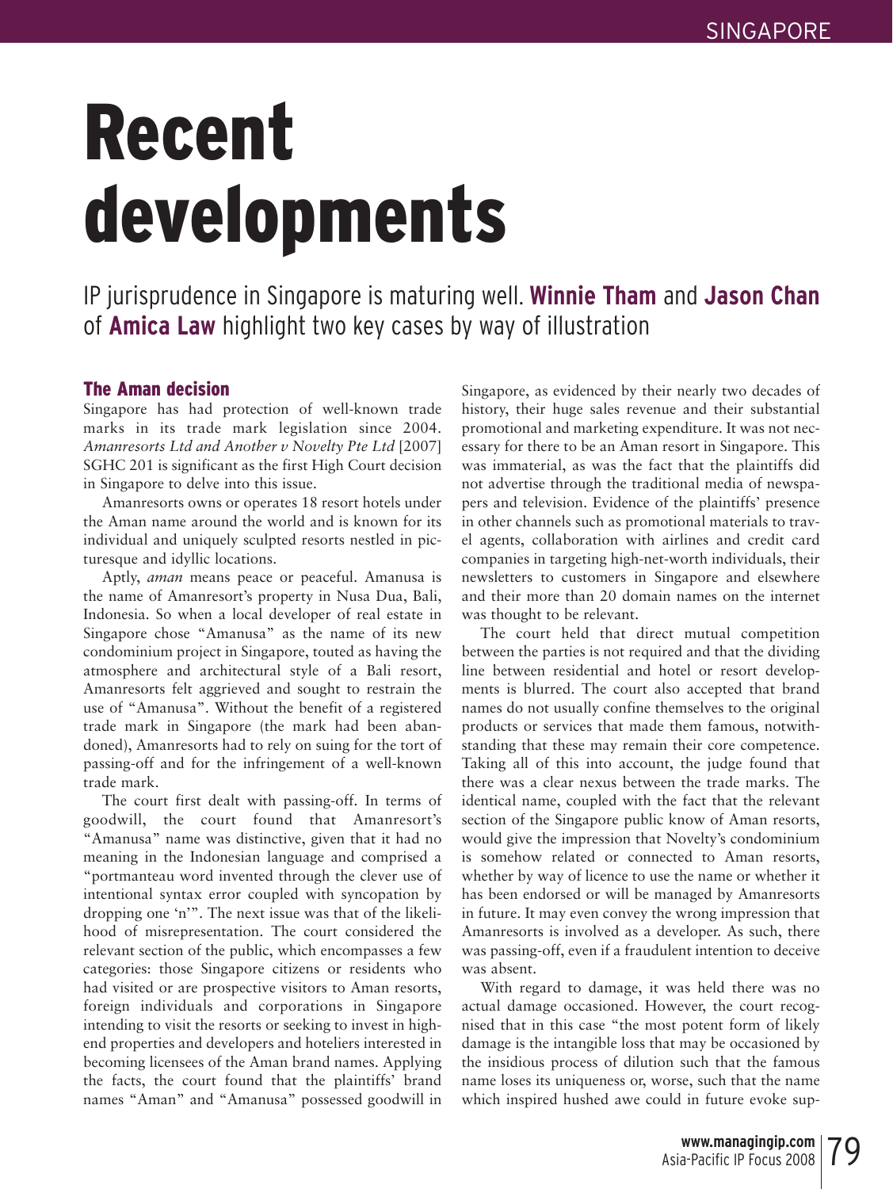# Recent developments

IP jurisprudence in Singapore is maturing well. **Winnie Tham** and **Jason Chan** of **Amica Law** highlight two key cases by way of illustration

## The Aman decision

Singapore has had protection of well-known trade marks in its trade mark legislation since 2004. *Amanresorts Ltd and Another v Novelty Pte Ltd* [2007] SGHC 201 is significant as the first High Court decision in Singapore to delve into this issue.

Amanresorts owns or operates 18 resort hotels under the Aman name around the world and is known for its individual and uniquely sculpted resorts nestled in picturesque and idyllic locations.

Aptly, *aman* means peace or peaceful. Amanusa is the name of Amanresort's property in Nusa Dua, Bali, Indonesia. So when a local developer of real estate in Singapore chose "Amanusa" as the name of its new condominium project in Singapore, touted as having the atmosphere and architectural style of a Bali resort, Amanresorts felt aggrieved and sought to restrain the use of "Amanusa". Without the benefit of a registered trade mark in Singapore (the mark had been abandoned), Amanresorts had to rely on suing for the tort of passing-off and for the infringement of a well-known trade mark.

The court first dealt with passing-off. In terms of goodwill, the court found that Amanresort's "Amanusa" name was distinctive, given that it had no meaning in the Indonesian language and comprised a "portmanteau word invented through the clever use of intentional syntax error coupled with syncopation by dropping one 'n'". The next issue was that of the likelihood of misrepresentation. The court considered the relevant section of the public, which encompasses a few categories: those Singapore citizens or residents who had visited or are prospective visitors to Aman resorts, foreign individuals and corporations in Singapore intending to visit the resorts or seeking to invest in high-end properties and developers and hoteliers interested in becoming licensees of the Aman brand names. Applying the facts, the court found that the plaintiffs' brand names "Aman" and "Amanusa" possessed goodwill in Singapore, as evidenced by their nearly two decades of history, their huge sales revenue and their substantial promotional and marketing expenditure. It was not necessary for there to be an Aman resort in Singapore. This was immaterial, as was the fact that the plaintiffs did not advertise through the traditional media of newspapers and television. Evidence of the plaintiffs' presence in other channels such as promotional materials to travel agents, collaboration with airlines and credit card companies in targeting high-net-worth individuals, their newsletters to customers in Singapore and elsewhere and their more than 20 domain names on the internet was thought to be relevant.

The court held that direct mutual competition between the parties is not required and that the dividing line between residential and hotel or resort developments is blurred. The court also accepted that brand names do not usually confine themselves to the original products or services that made them famous, notwithstanding that these may remain their core competence. Taking all of this into account, the judge found that there was a clear nexus between the trade marks. The identical name, coupled with the fact that the relevant section of the Singapore public know of Aman resorts, would give the impression that Novelty's condominium is somehow related or connected to Aman resorts, whether by way of licence to use the name or whether it has been endorsed or will be managed by Amanresorts in future. It may even convey the wrong impression that Amanresorts is involved as a developer. As such, there was passing-off, even if a fraudulent intention to deceive was absent.

With regard to damage, it was held there was no actual damage occasioned. However, the court recognised that in this case "the most potent form of likely damage is the intangible loss that may be occasioned by the insidious process of dilution such that the famous name loses its uniqueness or, worse, such that the name which inspired hushed awe could in future evoke sup-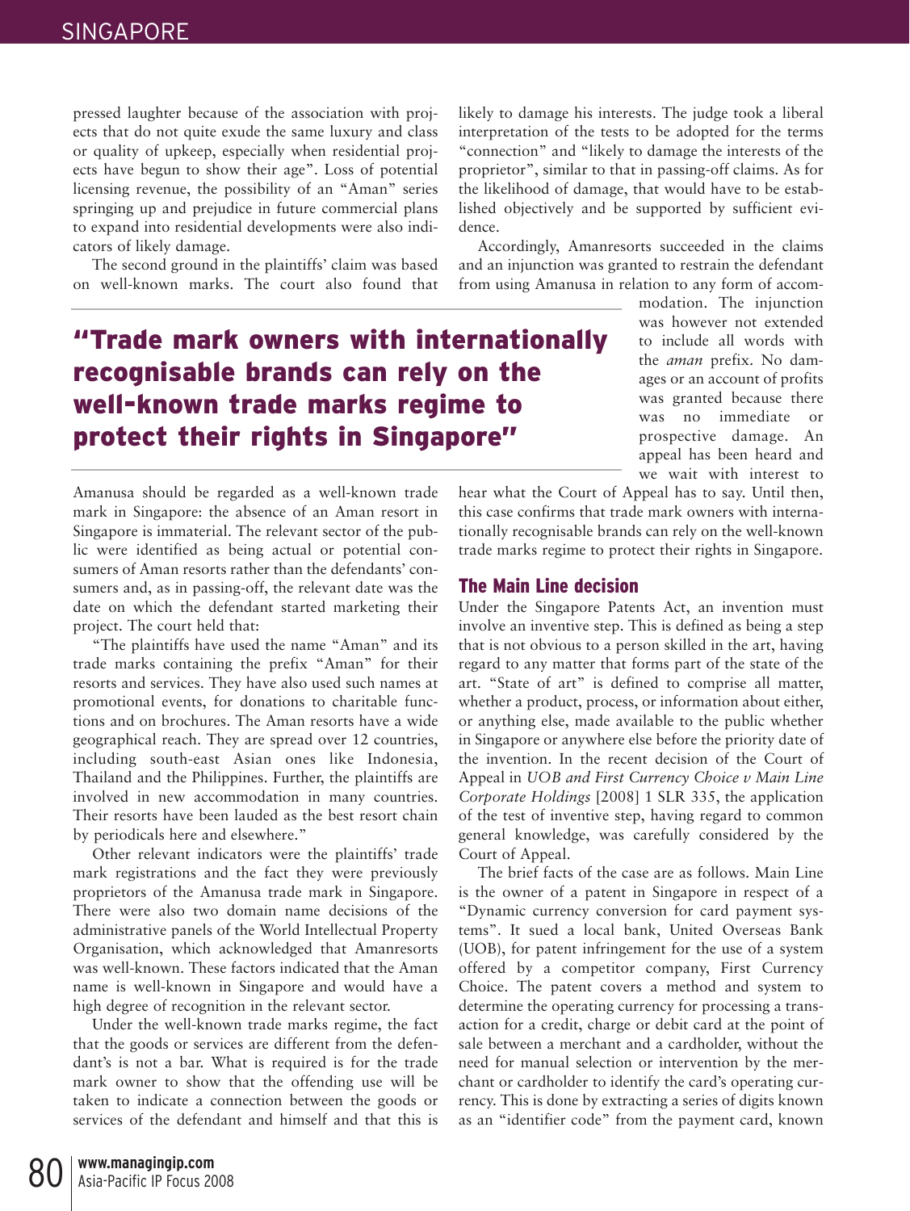pressed laughter because of the association with projects that do not quite exude the same luxury and class or quality of upkeep, especially when residential projects have begun to show their age". Loss of potential licensing revenue, the possibility of an "Aman" series springing up and prejudice in future commercial plans to expand into residential developments were also indicators of likely damage.

The second ground in the plaintiffs' claim was based on well-known marks. The court also found that Amanusa should be regarded as a well-known trade mark in Singapore: the absence of an Aman resort in Singapore is immaterial. The relevant sector of the public were identified as being actual or potential consumers of Aman resorts rather than the defendants' consumers and, as in passing-off, the relevant date was the date on which the defendant started marketing their project. The court held that:

"The plaintiffs have used the name "Aman" and its trade marks containing the prefix "Aman" for their resorts and services. They have also used such names at promotional events, for donations to charitable functions and on brochures. The Aman resorts have a wide geographical reach. They are spread over 12 countries, including south-east Asian ones like Indonesia, Thailand and the Philippines. Further, the plaintiffs are involved in new accommodation in many countries. Their resorts have been lauded as the best resort chain by periodicals here and elsewhere."

Other relevant indicators were the plaintiffs' trade mark registrations and the fact they were previously proprietors of the Amanusa trade mark in Singapore. There were also two domain name decisions of the administrative panels of the World Intellectual Property Organisation, which acknowledged that Amanresorts was well-known. These factors indicated that the Aman name is well-known in Singapore and would have a high degree of recognition in the relevant sector.

Under the well-known trade marks regime, the fact that the goods or services are different from the defendant's is not a bar. What is required is for the trade mark owner to show that the offending use will be taken to indicate a connection between the goods or services of the defendant and himself and that this is likely to damage his interests. The judge took a liberal interpretation of the tests to be adopted for the terms "connection" and "likely to damage the interests of the proprietor", similar to that in passing-off claims. As for the likelihood of damage, that would have to be established objectively and be supported by sufficient evidence.

Accordingly, Amanresorts succeeded in the claims and an injunction was granted to restrain the defendant from using Amanusa in relation to any form of accommodation. The injunction was however not extended to include all words with the *aman* prefix. No damages or an account of profits was granted because there was no immediate or prospective damage. An appeal has been heard and we wait with interest to hear what the Court of Appeal has to say. Until then, this case confirms that trade mark owners with internationally recognisable brands can rely on the well-known trade marks regime to protect their rights in Singapore.

> **"Trade mark owners with internationally recognisable brands can rely on the well-known trade marks regime to protect their rights in Singapore"**

## The Main Line decision

Under the Singapore Patents Act, an invention must involve an inventive step. This is defined as being a step that is not obvious to a person skilled in the art, having regard to any matter that forms part of the state of the art. "State of art" is defined to comprise all matter, whether a product, process, or information about either, or anything else, made available to the public whether in Singapore or anywhere else before the priority date of the invention. In the recent decision of the Court of Appeal in *UOB and First Currency Choice v Main Line Corporate Holdings* [2008] 1 SLR 335, the application of the test of inventive step, having regard to common general knowledge, was carefully considered by the Court of Appeal.

The brief facts of the case are as follows. Main Line is the owner of a patent in Singapore in respect of a "Dynamic currency conversion for card payment systems". It sued a local bank, United Overseas Bank (UOB), for patent infringement for the use of a system offered by a competitor company, First Currency Choice. The patent covers a method and system to determine the operating currency for processing a transaction for a credit, charge or debit card at the point of sale between a merchant and a cardholder, without the need for manual selection or intervention by the merchant or cardholder to identify the card's operating currency. This is done by extracting a series of digits known as an "identifier code" from the payment card, known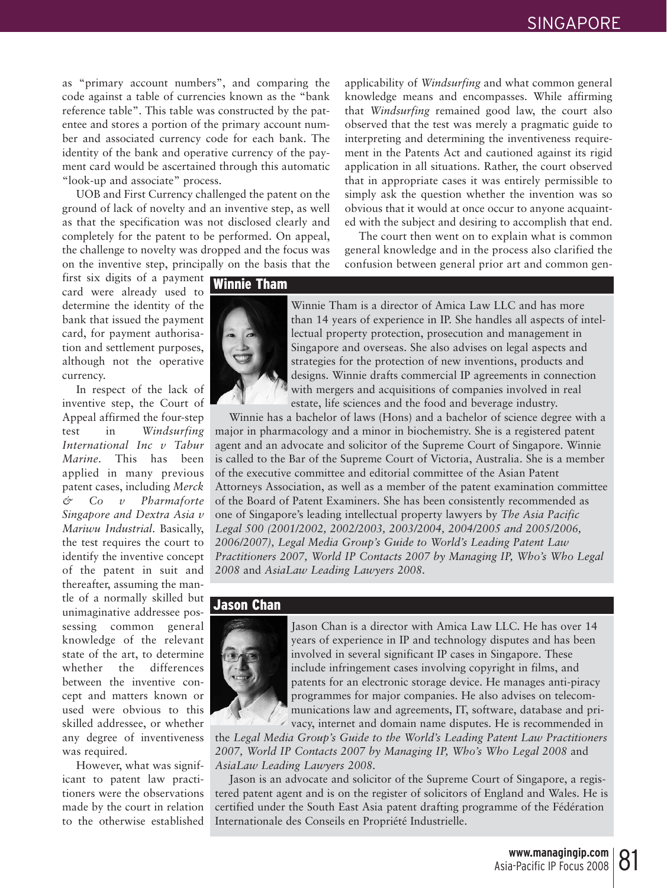as "primary account numbers", and comparing the code against a table of currencies known as the "bank reference table". This table was constructed by the patentee and stores a portion of the primary account number and associated currency code for each bank. The identity of the bank and operative currency of the payment card would be ascertained through this automatic "look-up and associate" process.

UOB and First Currency challenged the patent on the ground of lack of novelty and an inventive step, as well as that the specification was not disclosed clearly and completely for the patent to be performed. On appeal, the challenge to novelty was dropped and the focus was on the inventive step, principally on the basis that the first six digits of a payment card were already used to determine the identity of the bank that issued the payment card, for payment authorisation and settlement purposes, although not the operative currency.

In respect of the lack of inventive step, the Court of Appeal affirmed the four-step test in *Windsurfing International Inc v Tabur Marine*. This has been applied in many previous patent cases, including *Merck & Co v Pharmaforte Singapore and Dextra Asia v Mariwu Industrial*. Basically, the test requires the court to identify the inventive concept of the patent in suit and thereafter, assuming the mantle of a normally skilled but unimaginative addressee possessing common general knowledge of the relevant state of the art, to determine whether the differences between the inventive concept and matters known or used were obvious to this skilled addressee, or whether any degree of inventiveness was required.

However, what was significant to patent law practitioners were the observations made by the court in relation to the otherwise established applicability of *Windsurfing* and what common general knowledge means and encompasses. While affirming that *Windsurfing* remained good law, the court also observed that the test was merely a pragmatic guide to interpreting and determining the inventiveness requirement in the Patents Act and cautioned against its rigid application in all situations. Rather, the court observed that in appropriate cases it was entirely permissible to simply ask the question whether the invention was so obvious that it would at once occur to anyone acquainted with the subject and desiring to accomplish that end.

The court then went on to explain what is common general knowledge and in the process also clarified the confusion between general prior art and common gen-

## Winnie Tham

Winnie Tham is a director of Amica Law LLC and has more than 14 years of experience in IP. She handles all aspects of intellectual property protection, prosecution and management in Singapore and overseas. She also advises on legal aspects and strategies for the protection of new inventions, products and designs. Winnie drafts commercial IP agreements in connection with mergers and acquisitions of companies involved in real estate, life sciences and the food and beverage industry.

Winnie has a bachelor of laws (Hons) and a bachelor of science degree with a major in pharmacology and a minor in biochemistry. She is a registered patent agent and an advocate and solicitor of the Supreme Court of Singapore. Winnie is called to the Bar of the Supreme Court of Victoria, Australia. She is a member of the executive committee and editorial committee of the Asian Patent Attorneys Association, as well as a member of the patent examination committee of the Board of Patent Examiners. She has been consistently recommended as one of Singapore's leading intellectual property lawyers by *The Asia Pacific Legal 500 (2001/2002, 2002/2003, 2003/2004, 2004/2005 and 2005/2006, 2006/2007), Legal Media Group's Guide to World's Leading Patent Law Practitioners 2007, World IP Contacts 2007 by Managing IP, Who's Who Legal 2008* and *AsiaLaw Leading Lawyers 2008*.

## Jason Chan

Jason Chan is a director with Amica Law LLC. He has over 14 years of experience in IP and technology disputes and has been involved in several significant IP cases in Singapore. These include infringement cases involving copyright in films, and patents for an electronic storage device. He manages anti-piracy programmes for major companies. He also advises on telecommunications law and agreements, IT, software, database and privacy, internet and domain name disputes. He is recommended in the *Legal Media Group's Guide to the World's Leading Patent Law Practitioners 2007, World IP Contacts 2007 by Managing IP, Who's Who Legal 2008* and *AsiaLaw Leading Lawyers 2008*.

Jason is an advocate and solicitor of the Supreme Court of Singapore, a registered patent agent and is on the register of solicitors of England and Wales. He is certified under the South East Asia patent drafting programme of the Fédération Internationale des Conseils en Propriété Industrielle.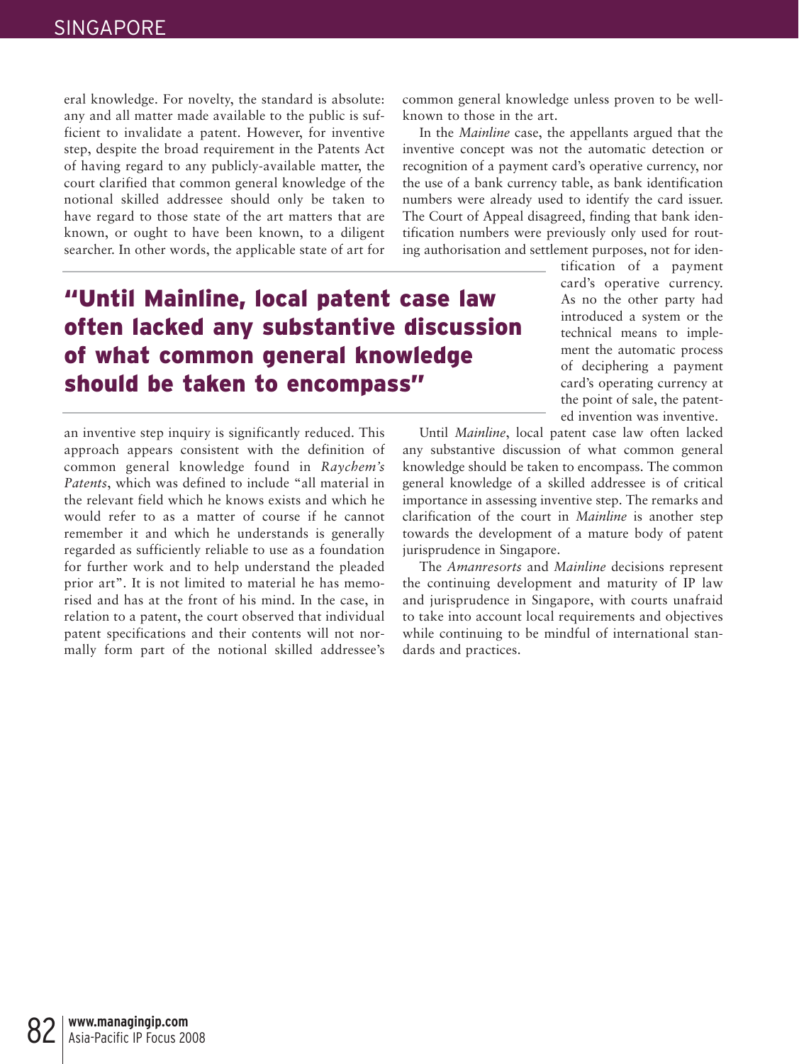eral knowledge. For novelty, the standard is absolute: any and all matter made available to the public is sufficient to invalidate a patent. However, for inventive step, despite the broad requirement in the Patents Act of having regard to any publicly-available matter, the court clarified that common general knowledge of the notional skilled addressee should only be taken to have regard to those state of the art matters that are known, or ought to have been known, to a diligent searcher. In other words, the applicable state of art for an inventive step inquiry is significantly reduced. This approach appears consistent with the definition of common general knowledge found in *Raychem's Patents*, which was defined to include "all material in the relevant field which he knows exists and which he would refer to as a matter of course if he cannot remember it and which he understands is generally regarded as sufficiently reliable to use as a foundation for further work and to help understand the pleaded prior art". It is not limited to material he has memorised and has at the front of his mind. In the case, in relation to a patent, the court observed that individual patent specifications and their contents will not normally form part of the notional skilled addressee's common general knowledge unless proven to be well-known to those in the art.

**"Until Mainline, local patent case law often lacked any substantive discussion of what common general knowledge should be taken to encompass"**

In the *Mainline* case, the appellants argued that the inventive concept was not the automatic detection or recognition of a payment card's operative currency, nor the use of a bank currency table, as bank identification numbers were already used to identify the card issuer. The Court of Appeal disagreed, finding that bank identification numbers were previously only used for routing authorisation and settlement purposes, not for identification of a payment card's operative currency. As no the other party had introduced a system or the technical means to implement the automatic process of deciphering a payment card's operating currency at the point of sale, the patented invention was inventive.

Until *Mainline*, local patent case law often lacked any substantive discussion of what common general knowledge should be taken to encompass. The common general knowledge of a skilled addressee is of critical importance in assessing inventive step. The remarks and clarification of the court in *Mainline* is another step towards the development of a mature body of patent jurisprudence in Singapore.

The *Amanresorts* and *Mainline* decisions represent the continuing development and maturity of IP law and jurisprudence in Singapore, with courts unafraid to take into account local requirements and objectives while continuing to be mindful of international standards and practices.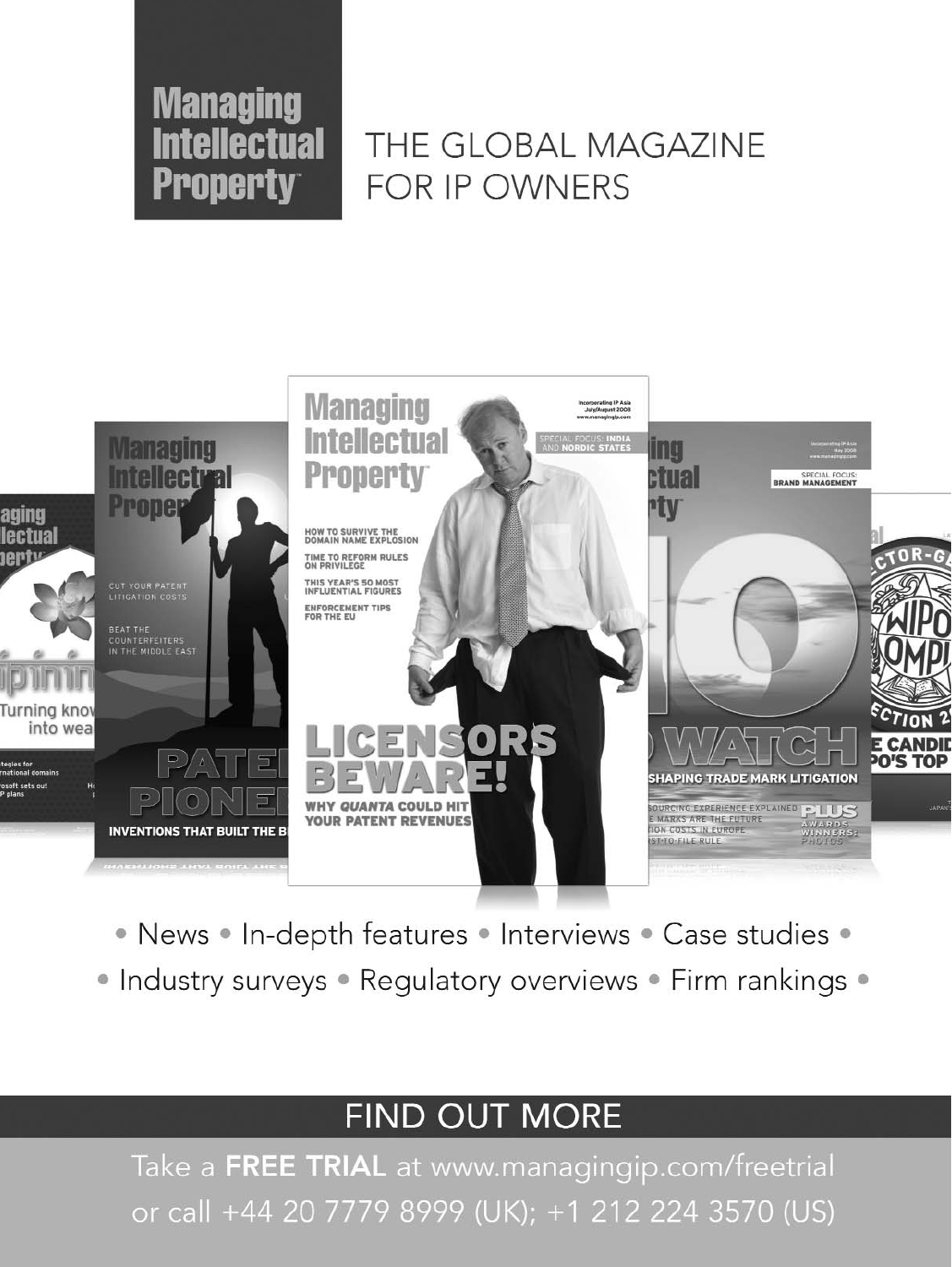# Managing Intellectual Property

THE GLOBAL MAGAZINE FOR IP OWNERS

• News • In-depth features • Interviews • Case studies •

• Industry surveys • Regulatory overviews • Firm rankings •

## FIND OUT MORE

Take a **FREE TRIAL** at www.managingip.com/freetrial or call +44 20 7779 8999 (UK); +1 212 224 3570 (US)